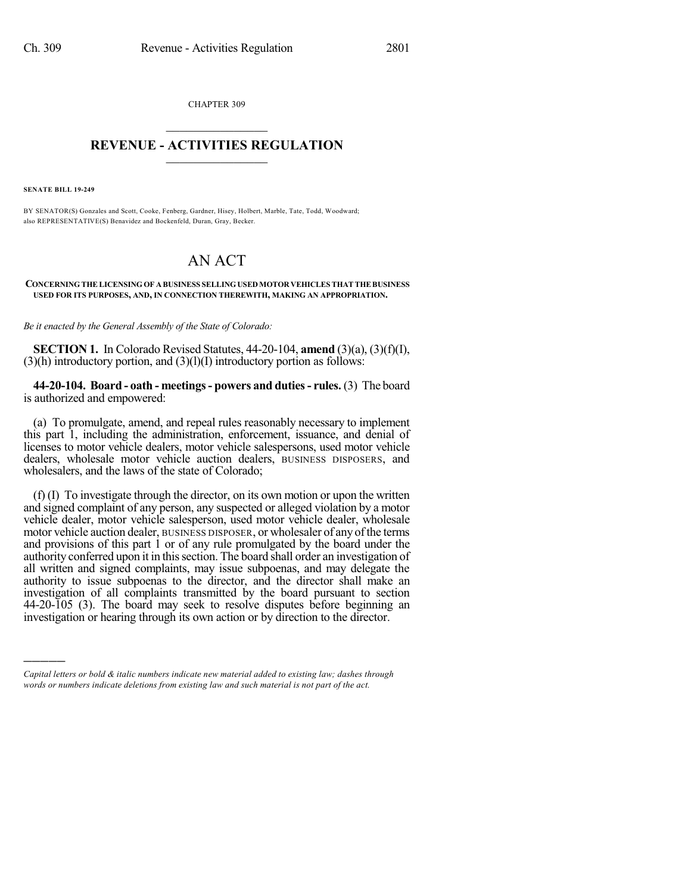CHAPTER 309

# REVENUE - ACTIVITIES REGULATION

**SENATE BILL 19-249**

BY SENATOR(S) Gonzales and Scott, Cooke, Fenberg, Gardner, Hisey, Holbert, Marble, Tate, Todd, Woodward;
also REPRESENTATIVE(S) Benavidez and Bockenfeld, Duran, Gray, Becker.

# AN ACT

**CONCERNING THE LICENSING OF A BUSINESS SELLING USED MOTOR VEHICLES THAT THE BUSINESS USED FOR ITS PURPOSES, AND, IN CONNECTION THEREWITH, MAKING AN APPROPRIATION.**

*Be it enacted by the General Assembly of the State of Colorado:*

**SECTION 1.** In Colorado Revised Statutes, 44-20-104, **amend** (3)(a), (3)(f)(I), (3)(h) introductory portion, and (3)(l)(I) introductory portion as follows:

**44-20-104. Board - oath - meetings - powers and duties - rules.** (3) The board is authorized and empowered:

(a) To promulgate, amend, and repeal rules reasonably necessary to implement this part 1, including the administration, enforcement, issuance, and denial of licenses to motor vehicle dealers, motor vehicle salespersons, used motor vehicle dealers, wholesale motor vehicle auction dealers, BUSINESS DISPOSERS, and wholesalers, and the laws of the state of Colorado;

(f) (I) To investigate through the director, on its own motion or upon the written and signed complaint of any person, any suspected or alleged violation by a motor vehicle dealer, motor vehicle salesperson, used motor vehicle dealer, wholesale motor vehicle auction dealer, BUSINESS DISPOSER, or wholesaler of any of the terms and provisions of this part 1 or of any rule promulgated by the board under the authority conferred upon it in this section. The board shall order an investigation of all written and signed complaints, may issue subpoenas, and may delegate the authority to issue subpoenas to the director, and the director shall make an investigation of all complaints transmitted by the board pursuant to section 44-20-105 (3). The board may seek to resolve disputes before beginning an investigation or hearing through its own action or by direction to the director.

*Capital letters or bold & italic numbers indicate new material added to existing law; dashes through words or numbers indicate deletions from existing law and such material is not part of the act.*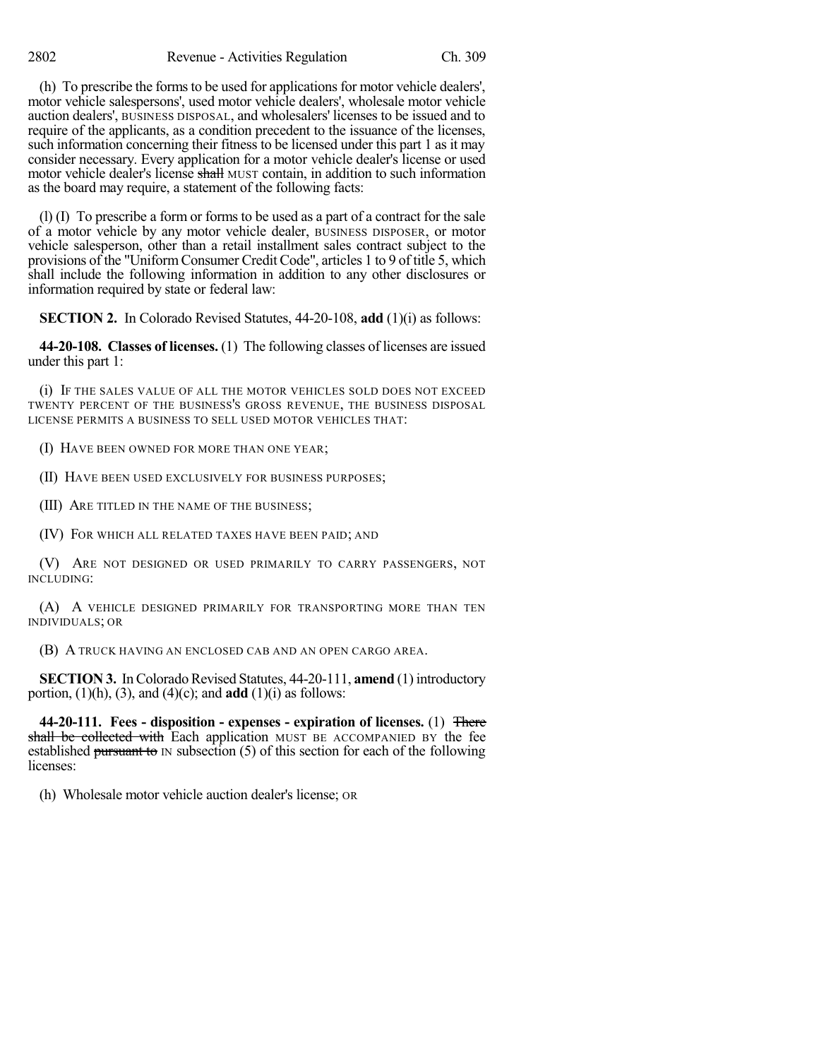(h) To prescribe the forms to be used for applications for motor vehicle dealers', motor vehicle salespersons', used motor vehicle dealers', wholesale motor vehicle auction dealers', BUSINESS DISPOSAL, and wholesalers' licenses to be issued and to require of the applicants, as a condition precedent to the issuance of the licenses, such information concerning their fitness to be licensed under this part 1 as it may consider necessary. Every application for a motor vehicle dealer's license or used motor vehicle dealer's license ~~shall~~ MUST contain, in addition to such information as the board may require, a statement of the following facts:

(l) (I) To prescribe a form or forms to be used as a part of a contract for the sale of a motor vehicle by any motor vehicle dealer, BUSINESS DISPOSER, or motor vehicle salesperson, other than a retail installment sales contract subject to the provisions of the "Uniform Consumer Credit Code", articles 1 to 9 of title 5, which shall include the following information in addition to any other disclosures or information required by state or federal law:

**SECTION 2.** In Colorado Revised Statutes, 44-20-108, **add** (1)(i) as follows:

**44-20-108. Classes of licenses.** (1) The following classes of licenses are issued under this part 1:

(i) IF THE SALES VALUE OF ALL THE MOTOR VEHICLES SOLD DOES NOT EXCEED TWENTY PERCENT OF THE BUSINESS'S GROSS REVENUE, THE BUSINESS DISPOSAL LICENSE PERMITS A BUSINESS TO SELL USED MOTOR VEHICLES THAT:

(I) HAVE BEEN OWNED FOR MORE THAN ONE YEAR;

(II) HAVE BEEN USED EXCLUSIVELY FOR BUSINESS PURPOSES;

(III) ARE TITLED IN THE NAME OF THE BUSINESS;

(IV) FOR WHICH ALL RELATED TAXES HAVE BEEN PAID; AND

(V) ARE NOT DESIGNED OR USED PRIMARILY TO CARRY PASSENGERS, NOT INCLUDING:

(A) A VEHICLE DESIGNED PRIMARILY FOR TRANSPORTING MORE THAN TEN INDIVIDUALS; OR

(B) A TRUCK HAVING AN ENCLOSED CAB AND AN OPEN CARGO AREA.

**SECTION 3.** In Colorado Revised Statutes, 44-20-111, **amend** (1) introductory portion, (1)(h), (3), and (4)(c); and **add** (1)(i) as follows:

**44-20-111. Fees - disposition - expenses - expiration of licenses.** (1) ~~There shall be collected with~~ Each application MUST BE ACCOMPANIED BY the fee established ~~pursuant to~~ IN subsection (5) of this section for each of the following licenses:

(h) Wholesale motor vehicle auction dealer's license; OR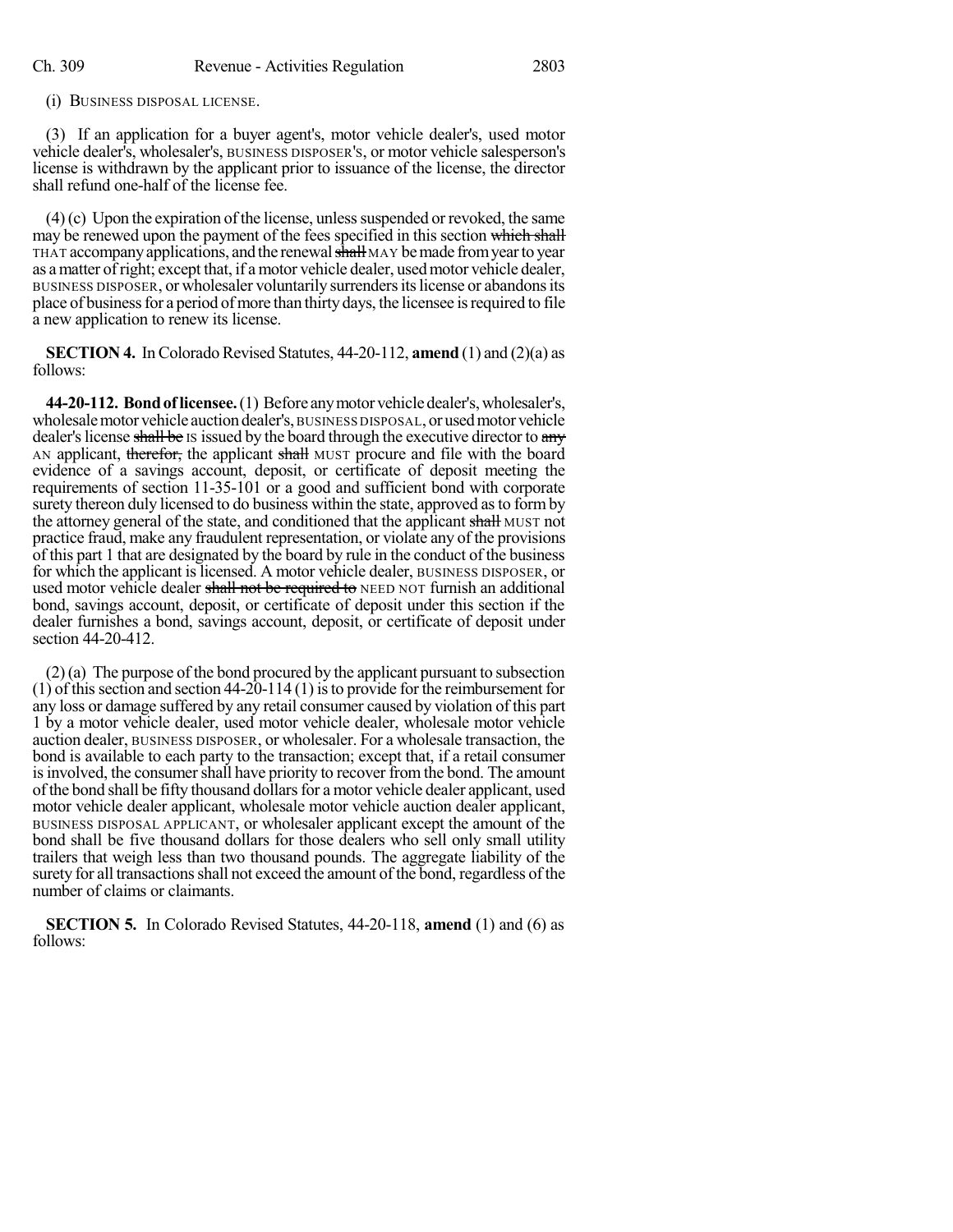(i) BUSINESS DISPOSAL LICENSE.

(3) If an application for a buyer agent's, motor vehicle dealer's, used motor vehicle dealer's, wholesaler's, BUSINESS DISPOSER'S, or motor vehicle salesperson's license is withdrawn by the applicant prior to issuance of the license, the director shall refund one-half of the license fee.

(4) (c) Upon the expiration of the license, unless suspended or revoked, the same may be renewed upon the payment of the fees specified in this section ~~which shall~~ THAT accompany applications, and the renewal ~~shall~~ MAY be made from year to year as a matter of right; except that, if a motor vehicle dealer, used motor vehicle dealer, BUSINESS DISPOSER, or wholesaler voluntarily surrenders its license or abandons its place of business for a period of more than thirty days, the licensee is required to file a new application to renew its license.

**SECTION 4.** In Colorado Revised Statutes, 44-20-112, **amend** (1) and (2)(a) as follows:

**44-20-112. Bond of licensee.** (1) Before any motor vehicle dealer's, wholesaler's, wholesale motor vehicle auction dealer's, BUSINESS DISPOSAL, or used motor vehicle dealer's license ~~shall be~~ IS issued by the board through the executive director to ~~any~~ AN applicant, ~~therefor,~~ the applicant ~~shall~~ MUST procure and file with the board evidence of a savings account, deposit, or certificate of deposit meeting the requirements of section 11-35-101 or a good and sufficient bond with corporate surety thereon duly licensed to do business within the state, approved as to form by the attorney general of the state, and conditioned that the applicant ~~shall~~ MUST not practice fraud, make any fraudulent representation, or violate any of the provisions of this part 1 that are designated by the board by rule in the conduct of the business for which the applicant is licensed. A motor vehicle dealer, BUSINESS DISPOSER, or used motor vehicle dealer ~~shall not be required to~~ NEED NOT furnish an additional bond, savings account, deposit, or certificate of deposit under this section if the dealer furnishes a bond, savings account, deposit, or certificate of deposit under section 44-20-412.

(2) (a) The purpose of the bond procured by the applicant pursuant to subsection (1) of this section and section 44-20-114 (1) is to provide for the reimbursement for any loss or damage suffered by any retail consumer caused by violation of this part 1 by a motor vehicle dealer, used motor vehicle dealer, wholesale motor vehicle auction dealer, BUSINESS DISPOSER, or wholesaler. For a wholesale transaction, the bond is available to each party to the transaction; except that, if a retail consumer is involved, the consumer shall have priority to recover from the bond. The amount of the bond shall be fifty thousand dollars for a motor vehicle dealer applicant, used motor vehicle dealer applicant, wholesale motor vehicle auction dealer applicant, BUSINESS DISPOSAL APPLICANT, or wholesaler applicant except the amount of the bond shall be five thousand dollars for those dealers who sell only small utility trailers that weigh less than two thousand pounds. The aggregate liability of the surety for all transactions shall not exceed the amount of the bond, regardless of the number of claims or claimants.

**SECTION 5.** In Colorado Revised Statutes, 44-20-118, **amend** (1) and (6) as follows: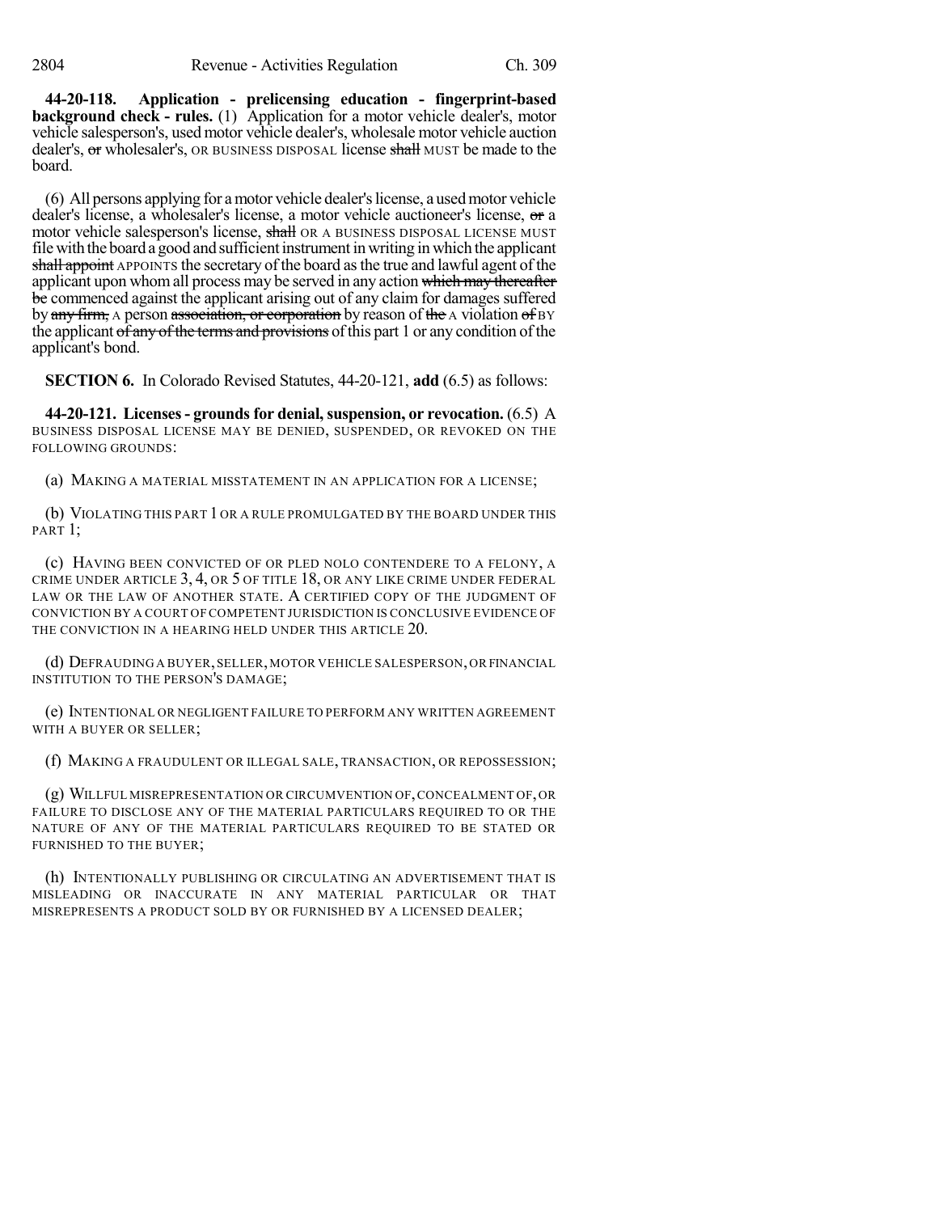**44-20-118. Application - prelicensing education - fingerprint-based background check - rules.** (1) Application for a motor vehicle dealer's, motor vehicle salesperson's, used motor vehicle dealer's, wholesale motor vehicle auction dealer's, ~~or~~ wholesaler's, OR BUSINESS DISPOSAL license ~~shall~~ MUST be made to the board.

(6) All persons applying for a motor vehicle dealer's license, a used motor vehicle dealer's license, a wholesaler's license, a motor vehicle auctioneer's license, ~~or~~ a motor vehicle salesperson's license, ~~shall~~ OR A BUSINESS DISPOSAL LICENSE MUST file with the board a good and sufficient instrument in writing in which the applicant ~~shall appoint~~ APPOINTS the secretary of the board as the true and lawful agent of the applicant upon whom all process may be served in any action ~~which may thereafter be~~ commenced against the applicant arising out of any claim for damages suffered by ~~any firm,~~ A person ~~association, or corporation~~ by reason of ~~the~~ A violation ~~of~~ BY the applicant ~~of any of the terms and provisions~~ of this part 1 or any condition of the applicant's bond.

**SECTION 6.** In Colorado Revised Statutes, 44-20-121, **add** (6.5) as follows:

**44-20-121. Licenses - grounds for denial, suspension, or revocation.** (6.5) A BUSINESS DISPOSAL LICENSE MAY BE DENIED, SUSPENDED, OR REVOKED ON THE FOLLOWING GROUNDS:

(a) MAKING A MATERIAL MISSTATEMENT IN AN APPLICATION FOR A LICENSE;

(b) VIOLATING THIS PART 1 OR A RULE PROMULGATED BY THE BOARD UNDER THIS PART 1;

(c) HAVING BEEN CONVICTED OF OR PLED NOLO CONTENDERE TO A FELONY, A CRIME UNDER ARTICLE 3, 4, OR 5 OF TITLE 18, OR ANY LIKE CRIME UNDER FEDERAL LAW OR THE LAW OF ANOTHER STATE. A CERTIFIED COPY OF THE JUDGMENT OF CONVICTION BY A COURT OF COMPETENT JURISDICTION IS CONCLUSIVE EVIDENCE OF THE CONVICTION IN A HEARING HELD UNDER THIS ARTICLE 20.

(d) DEFRAUDING A BUYER, SELLER, MOTOR VEHICLE SALESPERSON, OR FINANCIAL INSTITUTION TO THE PERSON'S DAMAGE;

(e) INTENTIONAL OR NEGLIGENT FAILURE TO PERFORM ANY WRITTEN AGREEMENT WITH A BUYER OR SELLER;

(f) MAKING A FRAUDULENT OR ILLEGAL SALE, TRANSACTION, OR REPOSSESSION;

(g) WILLFUL MISREPRESENTATION OR CIRCUMVENTION OF, CONCEALMENT OF, OR FAILURE TO DISCLOSE ANY OF THE MATERIAL PARTICULARS REQUIRED TO OR THE NATURE OF ANY OF THE MATERIAL PARTICULARS REQUIRED TO BE STATED OR FURNISHED TO THE BUYER;

(h) INTENTIONALLY PUBLISHING OR CIRCULATING AN ADVERTISEMENT THAT IS MISLEADING OR INACCURATE IN ANY MATERIAL PARTICULAR OR THAT MISREPRESENTS A PRODUCT SOLD BY OR FURNISHED BY A LICENSED DEALER;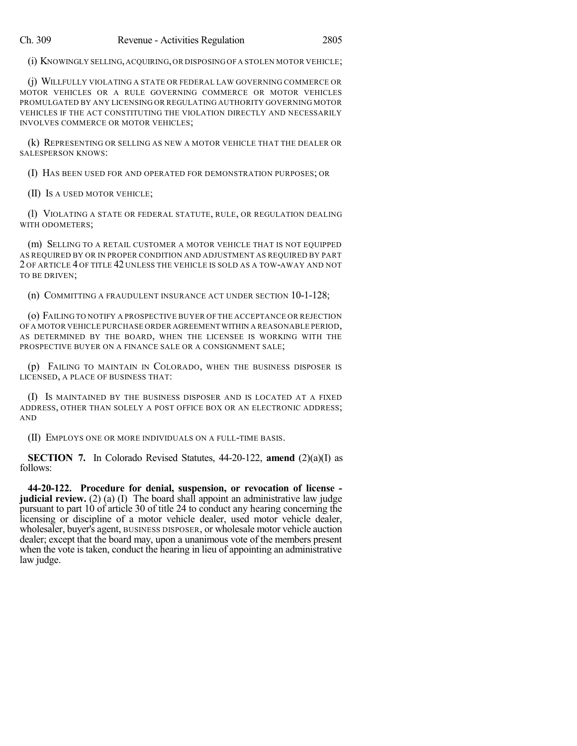(i) KNOWINGLY SELLING, ACQUIRING, OR DISPOSING OF A STOLEN MOTOR VEHICLE;

(j) WILLFULLY VIOLATING A STATE OR FEDERAL LAW GOVERNING COMMERCE OR MOTOR VEHICLES OR A RULE GOVERNING COMMERCE OR MOTOR VEHICLES PROMULGATED BY ANY LICENSING OR REGULATING AUTHORITY GOVERNING MOTOR VEHICLES IF THE ACT CONSTITUTING THE VIOLATION DIRECTLY AND NECESSARILY INVOLVES COMMERCE OR MOTOR VEHICLES;

(k) REPRESENTING OR SELLING AS NEW A MOTOR VEHICLE THAT THE DEALER OR SALESPERSON KNOWS:

(I) HAS BEEN USED FOR AND OPERATED FOR DEMONSTRATION PURPOSES; OR

(II) IS A USED MOTOR VEHICLE;

(l) VIOLATING A STATE OR FEDERAL STATUTE, RULE, OR REGULATION DEALING WITH ODOMETERS;

(m) SELLING TO A RETAIL CUSTOMER A MOTOR VEHICLE THAT IS NOT EQUIPPED AS REQUIRED BY OR IN PROPER CONDITION AND ADJUSTMENT AS REQUIRED BY PART 2 OF ARTICLE 4 OF TITLE 42 UNLESS THE VEHICLE IS SOLD AS A TOW-AWAY AND NOT TO BE DRIVEN;

(n) COMMITTING A FRAUDULENT INSURANCE ACT UNDER SECTION 10-1-128;

(o) FAILING TO NOTIFY A PROSPECTIVE BUYER OF THE ACCEPTANCE OR REJECTION OF A MOTOR VEHICLE PURCHASE ORDER AGREEMENT WITHIN A REASONABLE PERIOD, AS DETERMINED BY THE BOARD, WHEN THE LICENSEE IS WORKING WITH THE PROSPECTIVE BUYER ON A FINANCE SALE OR A CONSIGNMENT SALE;

(p) FAILING TO MAINTAIN IN COLORADO, WHEN THE BUSINESS DISPOSER IS LICENSED, A PLACE OF BUSINESS THAT:

(I) IS MAINTAINED BY THE BUSINESS DISPOSER AND IS LOCATED AT A FIXED ADDRESS, OTHER THAN SOLELY A POST OFFICE BOX OR AN ELECTRONIC ADDRESS; AND

(II) EMPLOYS ONE OR MORE INDIVIDUALS ON A FULL-TIME BASIS.

**SECTION 7.** In Colorado Revised Statutes, 44-20-122, **amend** (2)(a)(I) as follows:

**44-20-122. Procedure for denial, suspension, or revocation of license - judicial review.** (2) (a) (I) The board shall appoint an administrative law judge pursuant to part 10 of article 30 of title 24 to conduct any hearing concerning the licensing or discipline of a motor vehicle dealer, used motor vehicle dealer, wholesaler, buyer's agent, BUSINESS DISPOSER, or wholesale motor vehicle auction dealer; except that the board may, upon a unanimous vote of the members present when the vote is taken, conduct the hearing in lieu of appointing an administrative law judge.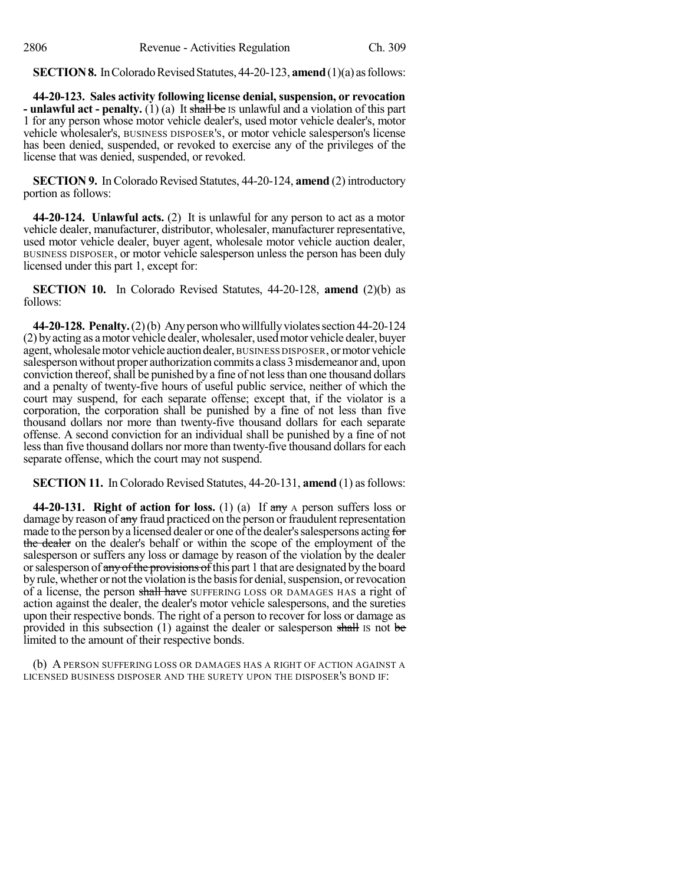**SECTION 8.** In Colorado Revised Statutes, 44-20-123, **amend** (1)(a) as follows:

**44-20-123. Sales activity following license denial, suspension, or revocation - unlawful act - penalty.** (1) (a) It ~~shall be~~ IS unlawful and a violation of this part 1 for any person whose motor vehicle dealer's, used motor vehicle dealer's, motor vehicle wholesaler's, BUSINESS DISPOSER'S, or motor vehicle salesperson's license has been denied, suspended, or revoked to exercise any of the privileges of the license that was denied, suspended, or revoked.

**SECTION 9.** In Colorado Revised Statutes, 44-20-124, **amend** (2) introductory portion as follows:

**44-20-124. Unlawful acts.** (2) It is unlawful for any person to act as a motor vehicle dealer, manufacturer, distributor, wholesaler, manufacturer representative, used motor vehicle dealer, buyer agent, wholesale motor vehicle auction dealer, BUSINESS DISPOSER, or motor vehicle salesperson unless the person has been duly licensed under this part 1, except for:

**SECTION 10.** In Colorado Revised Statutes, 44-20-128, **amend** (2)(b) as follows:

**44-20-128. Penalty.** (2) (b) Any person who willfully violates section 44-20-124 (2) by acting as a motor vehicle dealer, wholesaler, used motor vehicle dealer, buyer agent, wholesale motor vehicle auction dealer, BUSINESS DISPOSER, or motor vehicle salesperson without proper authorization commits a class 3 misdemeanor and, upon conviction thereof, shall be punished by a fine of not less than one thousand dollars and a penalty of twenty-five hours of useful public service, neither of which the court may suspend, for each separate offense; except that, if the violator is a corporation, the corporation shall be punished by a fine of not less than five thousand dollars nor more than twenty-five thousand dollars for each separate offense. A second conviction for an individual shall be punished by a fine of not less than five thousand dollars nor more than twenty-five thousand dollars for each separate offense, which the court may not suspend.

**SECTION 11.** In Colorado Revised Statutes, 44-20-131, **amend** (1) as follows:

**44-20-131. Right of action for loss.** (1) (a) If ~~any~~ A person suffers loss or damage by reason of ~~any~~ fraud practiced on the person or fraudulent representation made to the person by a licensed dealer or one of the dealer's salespersons acting ~~for the dealer~~ on the dealer's behalf or within the scope of the employment of the salesperson or suffers any loss or damage by reason of the violation by the dealer or salesperson of ~~any of the provisions of~~ this part 1 that are designated by the board by rule, whether or not the violation is the basis for denial, suspension, or revocation of a license, the person ~~shall have~~ SUFFERING LOSS OR DAMAGES HAS a right of action against the dealer, the dealer's motor vehicle salespersons, and the sureties upon their respective bonds. The right of a person to recover for loss or damage as provided in this subsection (1) against the dealer or salesperson ~~shall~~ IS not ~~be~~ limited to the amount of their respective bonds.

(b) A PERSON SUFFERING LOSS OR DAMAGES HAS A RIGHT OF ACTION AGAINST A LICENSED BUSINESS DISPOSER AND THE SURETY UPON THE DISPOSER'S BOND IF: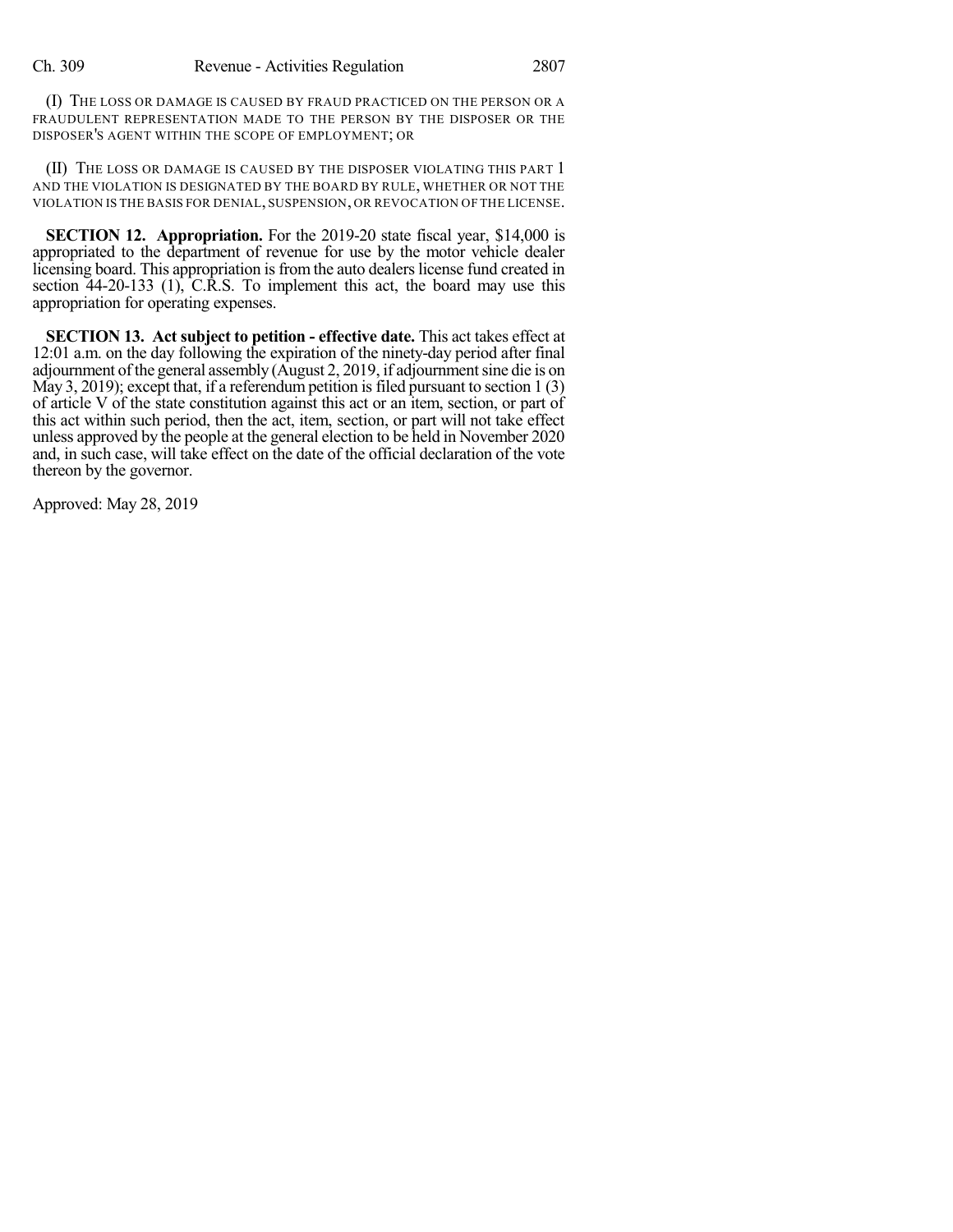(I) THE LOSS OR DAMAGE IS CAUSED BY FRAUD PRACTICED ON THE PERSON OR A FRAUDULENT REPRESENTATION MADE TO THE PERSON BY THE DISPOSER OR THE DISPOSER'S AGENT WITHIN THE SCOPE OF EMPLOYMENT; OR

(II) THE LOSS OR DAMAGE IS CAUSED BY THE DISPOSER VIOLATING THIS PART 1 AND THE VIOLATION IS DESIGNATED BY THE BOARD BY RULE, WHETHER OR NOT THE VIOLATION IS THE BASIS FOR DENIAL, SUSPENSION, OR REVOCATION OF THE LICENSE.

**SECTION 12. Appropriation.** For the 2019-20 state fiscal year, $14,000 is appropriated to the department of revenue for use by the motor vehicle dealer licensing board. This appropriation is from the auto dealers license fund created in section 44-20-133 (1), C.R.S. To implement this act, the board may use this appropriation for operating expenses.

**SECTION 13. Act subject to petition - effective date.** This act takes effect at 12:01 a.m. on the day following the expiration of the ninety-day period after final adjournment of the general assembly (August 2, 2019, if adjournment sine die is on May 3, 2019); except that, if a referendum petition is filed pursuant to section 1 (3) of article V of the state constitution against this act or an item, section, or part of this act within such period, then the act, item, section, or part will not take effect unless approved by the people at the general election to be held in November 2020 and, in such case, will take effect on the date of the official declaration of the vote thereon by the governor.

Approved: May 28, 2019